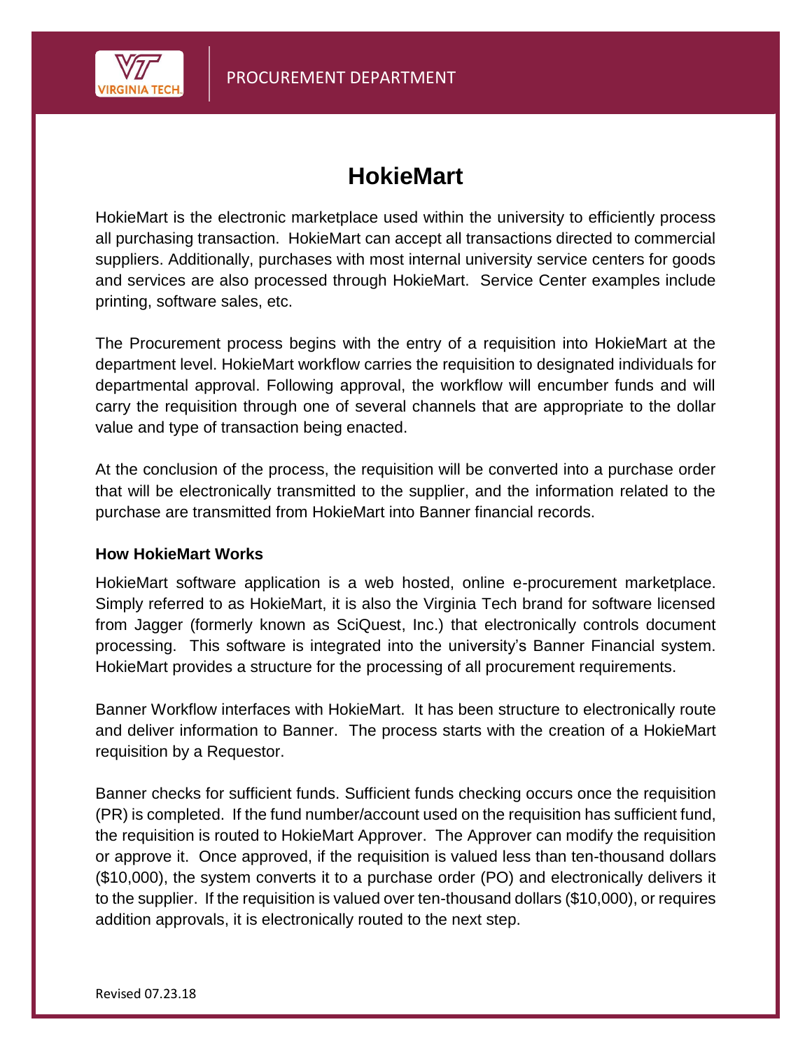# HokieMart

HokieMart is the electronic marketplace used within the university to efficiently process all purchasing transaction. HokieMart can accept all transactions directed to commercial suppliers. Additionally, purchases with most internal university service centers for goods and services are also processed through HokieMart. Service Center examples include printing, software sales, etc.

The Procurement process begins with the entry of a requisition into HokieMart at the department level. HokieMart workflow carries the requisition to designated individuals for departmental approval. Following approval, the workflow will encumber funds and will carry the requisition through one of several channels that are appropriate to the dollar value and type of transaction being enacted.

At the conclusion of the process, the requisition will be converted into a purchase order that will be electronically transmitted to the supplier, and the information related to the purchase are transmitted from HokieMart into Banner financial records.

### How HokieMart Works

HokieMart software application is a web hosted, online e-procurement marketplace. Simply referred to as HokieMart, it is also the Virginia Tech brand for software licensed from Jagger (formerly known as SciQuest, Inc.) that electronically controls document processing. This software is integrated into the university's Banner Financial system. HokieMart provides a structure for the processing of all procurement requirements.

Banner Workflow interfaces with HokieMart. It has been structure to electronically route and deliver information to Banner. The process starts with the creation of a HokieMart requisition by a Requestor.

Banner checks for sufficient funds. Sufficient funds checking occurs once the requisition (PR) is completed. If the fund number/account used on the requisition has sufficient fund, the requisition is routed to HokieMart Approver. The Approver can modify the requisition or approve it. Once approved, if the requisition is valued less than ten-thousand dollars ($10,000), the system converts it to a purchase order (PO) and electronically delivers it to the supplier. If the requisition is valued over ten-thousand dollars ($10,000), or requires addition approvals, it is electronically routed to the next step.

Revised 07.23.18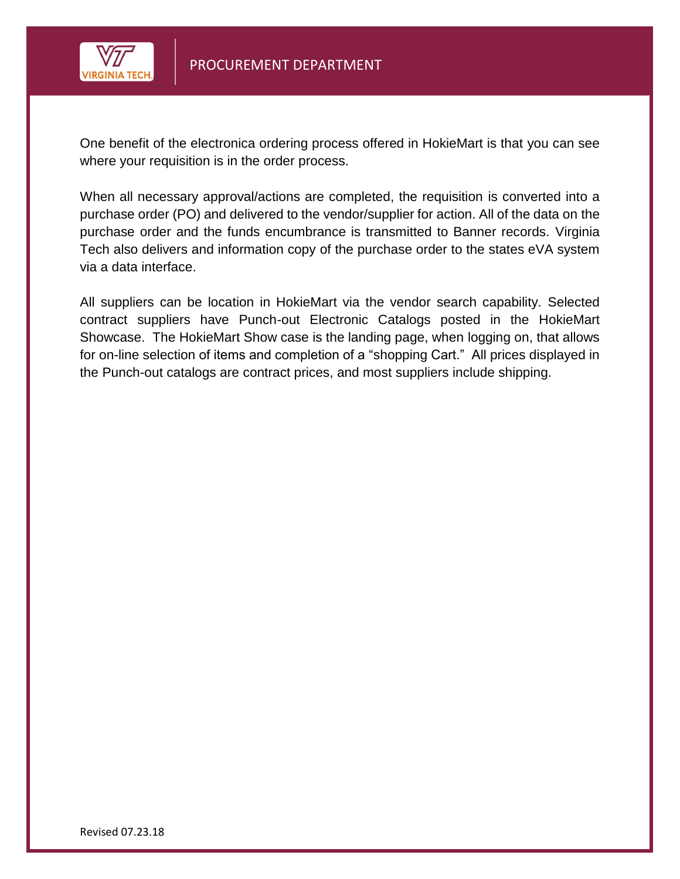One benefit of the electronica ordering process offered in HokieMart is that you can see where your requisition is in the order process.

When all necessary approval/actions are completed, the requisition is converted into a purchase order (PO) and delivered to the vendor/supplier for action. All of the data on the purchase order and the funds encumbrance is transmitted to Banner records. Virginia Tech also delivers and information copy of the purchase order to the states eVA system via a data interface.

All suppliers can be location in HokieMart via the vendor search capability. Selected contract suppliers have Punch-out Electronic Catalogs posted in the HokieMart Showcase. The HokieMart Show case is the landing page, when logging on, that allows for on-line selection of items and completion of a "shopping Cart." All prices displayed in the Punch-out catalogs are contract prices, and most suppliers include shipping.